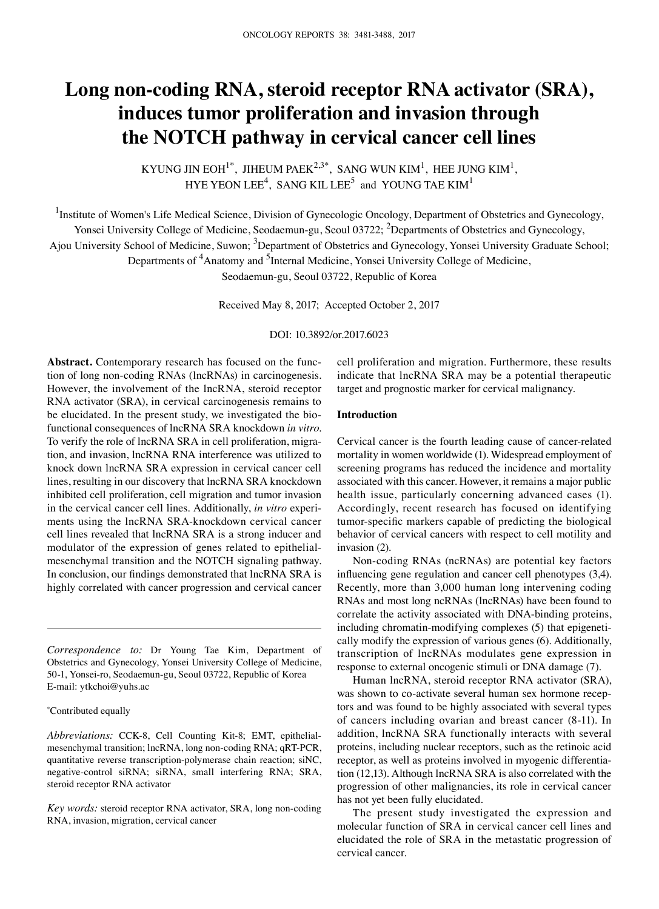# Long non-coding RNA, steroid receptor RNA activator (SRA), induces tumor proliferation and invasion through the NOTCH pathway in cervical cancer cell lines

KYUNG JIN EOH[1*], JIHEUM PAEK[2,3*], SANG WUN KIM[1], HEE JUNG KIM[1], HYE YEON LEE[4], SANG KIL LEE[5] and YOUNG TAE KIM[1]

[1]Institute of Women's Life Medical Science, Division of Gynecologic Oncology, Department of Obstetrics and Gynecology, Yonsei University College of Medicine, Seodaemun-gu, Seoul 03722; [2]Departments of Obstetrics and Gynecology, Ajou University School of Medicine, Suwon; [3]Department of Obstetrics and Gynecology, Yonsei University Graduate School; Departments of [4]Anatomy and [5]Internal Medicine, Yonsei University College of Medicine, Seodaemun-gu, Seoul 03722, Republic of Korea

Received May 8, 2017; Accepted October 2, 2017

DOI: 10.3892/or.2017.6023

**Abstract.** Contemporary research has focused on the function of long non-coding RNAs (lncRNAs) in carcinogenesis. However, the involvement of the lncRNA, steroid receptor RNA activator (SRA), in cervical carcinogenesis remains to be elucidated. In the present study, we investigated the biofunctional consequences of lncRNA SRA knockdown *in vitro*. To verify the role of lncRNA SRA in cell proliferation, migration, and invasion, lncRNA RNA interference was utilized to knock down lncRNA SRA expression in cervical cancer cell lines, resulting in our discovery that lncRNA SRA knockdown inhibited cell proliferation, cell migration and tumor invasion in the cervical cancer cell lines. Additionally, *in vitro* experiments using the lncRNA SRA-knockdown cervical cancer cell lines revealed that lncRNA SRA is a strong inducer and modulator of the expression of genes related to epithelial-mesenchymal transition and the NOTCH signaling pathway. In conclusion, our findings demonstrated that lncRNA SRA is highly correlated with cancer progression and cervical cancer cell proliferation and migration. Furthermore, these results indicate that lncRNA SRA may be a potential therapeutic target and prognostic marker for cervical malignancy.

*Correspondence to:* Dr Young Tae Kim, Department of Obstetrics and Gynecology, Yonsei University College of Medicine, 50-1, Yonsei-ro, Seodaemun-gu, Seoul 03722, Republic of Korea
E-mail: ytkchoi@yuhs.ac

*Contributed equally

*Abbreviations:* CCK-8, Cell Counting Kit-8; EMT, epithelial-mesenchymal transition; lncRNA, long non-coding RNA; qRT-PCR, quantitative reverse transcription-polymerase chain reaction; siNC, negative-control siRNA; siRNA, small interfering RNA; SRA, steroid receptor RNA activator

*Key words:* steroid receptor RNA activator, SRA, long non-coding RNA, invasion, migration, cervical cancer

## Introduction

Cervical cancer is the fourth leading cause of cancer-related mortality in women worldwide (1). Widespread employment of screening programs has reduced the incidence and mortality associated with this cancer. However, it remains a major public health issue, particularly concerning advanced cases (1). Accordingly, recent research has focused on identifying tumor-specific markers capable of predicting the biological behavior of cervical cancers with respect to cell motility and invasion (2).

Non-coding RNAs (ncRNAs) are potential key factors influencing gene regulation and cancer cell phenotypes (3,4). Recently, more than 3,000 human long intervening coding RNAs and most long ncRNAs (lncRNAs) have been found to correlate the activity associated with DNA-binding proteins, including chromatin-modifying complexes (5) that epigenetically modify the expression of various genes (6). Additionally, transcription of lncRNAs modulates gene expression in response to external oncogenic stimuli or DNA damage (7).

Human lncRNA, steroid receptor RNA activator (SRA), was shown to co-activate several human sex hormone receptors and was found to be highly associated with several types of cancers including ovarian and breast cancer (8-11). In addition, lncRNA SRA functionally interacts with several proteins, including nuclear receptors, such as the retinoic acid receptor, as well as proteins involved in myogenic differentiation (12,13). Although lncRNA SRA is also correlated with the progression of other malignancies, its role in cervical cancer has not yet been fully elucidated.

The present study investigated the expression and molecular function of SRA in cervical cancer cell lines and elucidated the role of SRA in the metastatic progression of cervical cancer.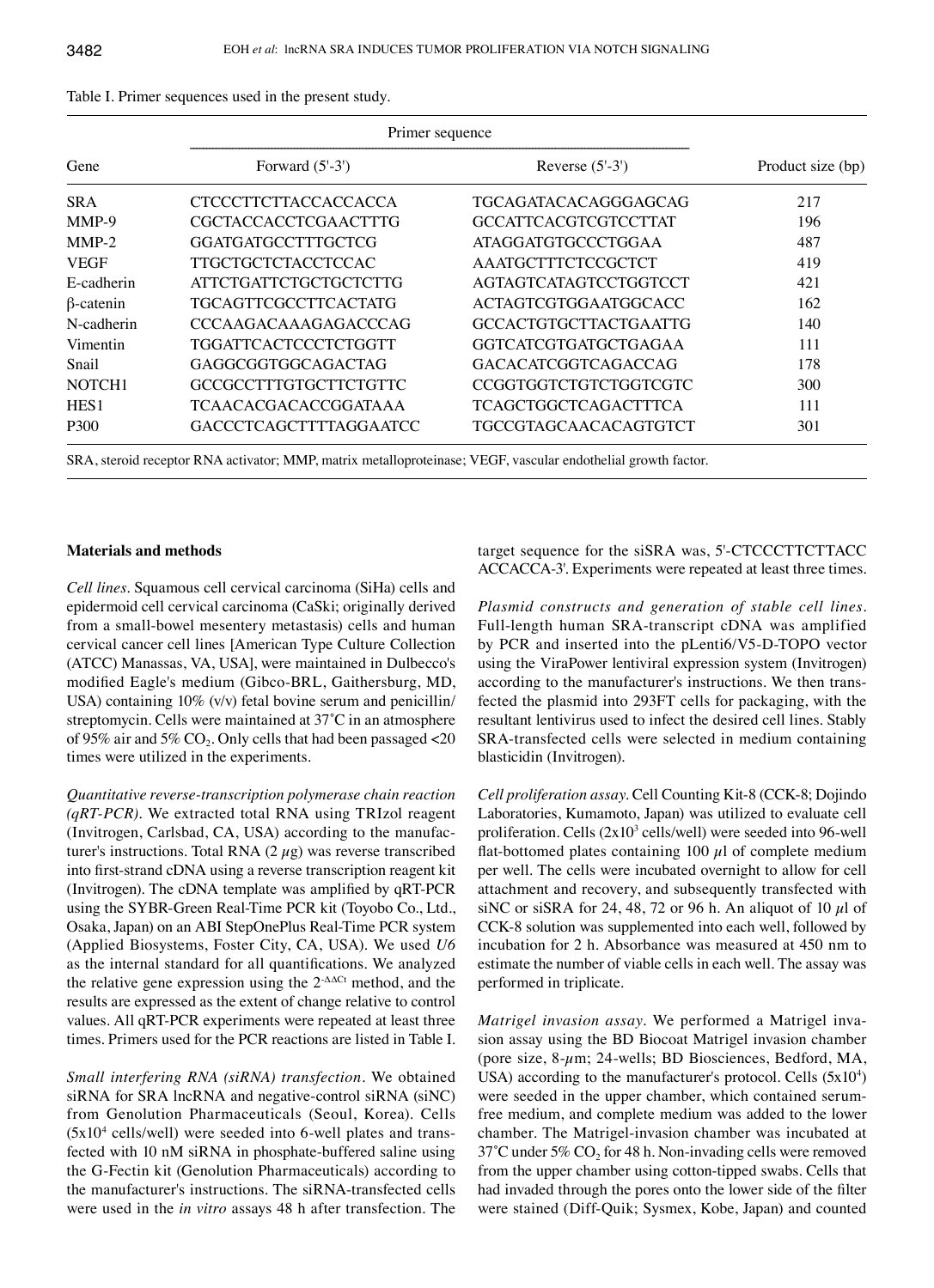Table I. Primer sequences used in the present study.

| Gene | Primer sequence | | Product size (bp) |
|---|---|---|---|
| | Forward (5'-3') | Reverse (5'-3') | |
| SRA | CTCCCTTCTTACCACCACCA | TGCAGATACACAGGGAGCAG | 217 |
| MMP-9 | CGCTACCACCTCGAACTTTG | GCCATTCACGTCGTCCTTAT | 196 |
| MMP-2 | GGATGATGCCTTTGCTCG | ATAGGATGTGCCCTGGAA | 487 |
| VEGF | TTGCTGCTCTACCTCCAC | AAATGCTTTCTCCGCTCT | 419 |
| E-cadherin | ATTCTGATTCTGCTGCTCTTG | AGTAGTCATAGTCCTGGTCCT | 421 |
| β-catenin | TGCAGTTCGCCTTCACTATG | ACTAGTCGTGGAATGGCACC | 162 |
| N-cadherin | CCCAAGACAAAGAGACCCAG | GCCACTGTGCTTACTGAATTG | 140 |
| Vimentin | TGGATTCACTCCCTCTGGTT | GGTCATCGTGATGCTGAGAA | 111 |
| Snail | GAGGCGGTGGCAGACTAG | GACACATCGGTCAGACCAG | 178 |
| NOTCH1 | GCCGCCTTTGTGCTTCTGTTC | CCGGTGGTCTGTCTGGTCGTC | 300 |
| HES1 | TCAACACGACACCGGATAAA | TCAGCTGGCTCAGACTTTCA | 111 |
| P300 | GACCCTCAGCTTTTAGGAATCC | TGCCGTAGCAACACAGTGTCT | 301 |

SRA, steroid receptor RNA activator; MMP, matrix metalloproteinase; VEGF, vascular endothelial growth factor.

## Materials and methods

*Cell lines.* Squamous cell cervical carcinoma (SiHa) cells and epidermoid cell cervical carcinoma (CaSki; originally derived from a small-bowel mesentery metastasis) cells and human cervical cancer cell lines [American Type Culture Collection (ATCC) Manassas, VA, USA], were maintained in Dulbecco's modified Eagle's medium (Gibco-BRL, Gaithersburg, MD, USA) containing 10% (v/v) fetal bovine serum and penicillin/streptomycin. Cells were maintained at 37˚C in an atmosphere of 95% air and 5% $CO_2$. Only cells that had been passaged <20 times were utilized in the experiments.

*Quantitative reverse-transcription polymerase chain reaction (qRT-PCR).* We extracted total RNA using TRIzol reagent (Invitrogen, Carlsbad, CA, USA) according to the manufacturer's instructions. Total RNA (2 $\mu$g) was reverse transcribed into first-strand cDNA using a reverse transcription reagent kit (Invitrogen). The cDNA template was amplified by qRT-PCR using the SYBR-Green Real-Time PCR kit (Toyobo Co., Ltd., Osaka, Japan) on an ABI StepOnePlus Real-Time PCR system (Applied Biosystems, Foster City, CA, USA). We used *U6* as the internal standard for all quantifications. We analyzed the relative gene expression using the $2^{-\Delta\Delta Ct}$ method, and the results are expressed as the extent of change relative to control values. All qRT-PCR experiments were repeated at least three times. Primers used for the PCR reactions are listed in Table I.

*Small interfering RNA (siRNA) transfection.* We obtained siRNA for SRA lncRNA and negative-control siRNA (siNC) from Genolution Pharmaceuticals (Seoul, Korea). Cells ($5x10^4$ cells/well) were seeded into 6-well plates and transfected with 10 nM siRNA in phosphate-buffered saline using the G-Fectin kit (Genolution Pharmaceuticals) according to the manufacturer's instructions. The siRNA-transfected cells were used in the *in vitro* assays 48 h after transfection. The target sequence for the siSRA was, 5'-CTCCCTTCTTACC ACCACCA-3'. Experiments were repeated at least three times.

*Plasmid constructs and generation of stable cell lines.* Full-length human SRA-transcript cDNA was amplified by PCR and inserted into the pLenti6/V5-D-TOPO vector using the ViraPower lentiviral expression system (Invitrogen) according to the manufacturer's instructions. We then transfected the plasmid into 293FT cells for packaging, with the resultant lentivirus used to infect the desired cell lines. Stably SRA-transfected cells were selected in medium containing blasticidin (Invitrogen).

*Cell proliferation assay.* Cell Counting Kit-8 (CCK-8; Dojindo Laboratories, Kumamoto, Japan) was utilized to evaluate cell proliferation. Cells ($2x10^3$ cells/well) were seeded into 96-well flat-bottomed plates containing 100 $\mu$l of complete medium per well. The cells were incubated overnight to allow for cell attachment and recovery, and subsequently transfected with siNC or siSRA for 24, 48, 72 or 96 h. An aliquot of 10 $\mu$l of CCK-8 solution was supplemented into each well, followed by incubation for 2 h. Absorbance was measured at 450 nm to estimate the number of viable cells in each well. The assay was performed in triplicate.

*Matrigel invasion assay.* We performed a Matrigel invasion assay using the BD Biocoat Matrigel invasion chamber (pore size, 8-$\mu$m; 24-wells; BD Biosciences, Bedford, MA, USA) according to the manufacturer's protocol. Cells ($5x10^4$) were seeded in the upper chamber, which contained serum-free medium, and complete medium was added to the lower chamber. The Matrigel-invasion chamber was incubated at 37˚C under 5% $CO_2$ for 48 h. Non-invading cells were removed from the upper chamber using cotton-tipped swabs. Cells that had invaded through the pores onto the lower side of the filter were stained (Diff-Quik; Sysmex, Kobe, Japan) and counted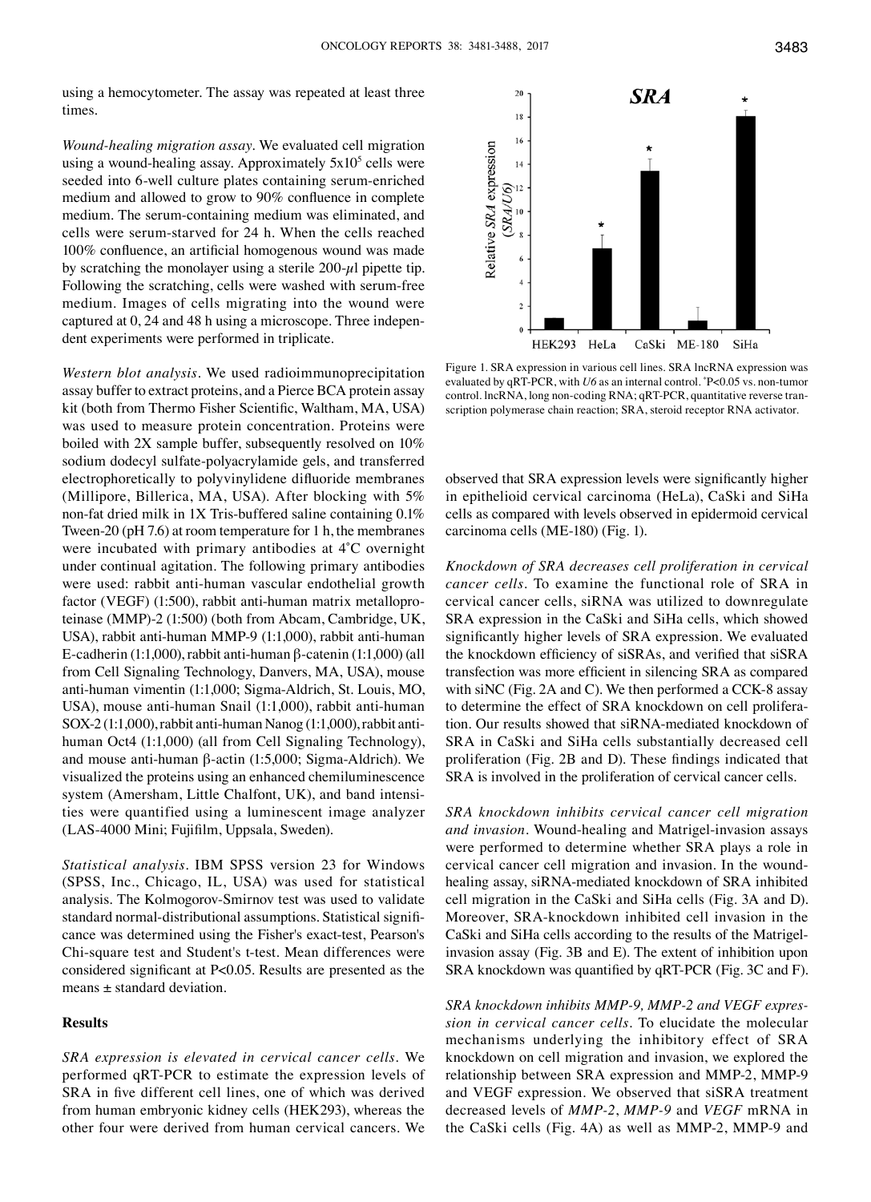using a hemocytometer. The assay was repeated at least three times.

*Wound-healing migration assay.* We evaluated cell migration using a wound-healing assay. Approximately $5x10^5$ cells were seeded into 6-well culture plates containing serum-enriched medium and allowed to grow to 90% confluence in complete medium. The serum-containing medium was eliminated, and cells were serum-starved for 24 h. When the cells reached 100% confluence, an artificial homogenous wound was made by scratching the monolayer using a sterile 200-$\mu$l pipette tip. Following the scratching, cells were washed with serum-free medium. Images of cells migrating into the wound were captured at 0, 24 and 48 h using a microscope. Three independent experiments were performed in triplicate.

*Western blot analysis.* We used radioimmunoprecipitation assay buffer to extract proteins, and a Pierce BCA protein assay kit (both from Thermo Fisher Scientific, Waltham, MA, USA) was used to measure protein concentration. Proteins were boiled with 2X sample buffer, subsequently resolved on 10% sodium dodecyl sulfate-polyacrylamide gels, and transferred electrophoretically to polyvinylidene difluoride membranes (Millipore, Billerica, MA, USA). After blocking with 5% non-fat dried milk in 1X Tris-buffered saline containing 0.1% Tween-20 (pH 7.6) at room temperature for 1 h, the membranes were incubated with primary antibodies at 4˚C overnight under continual agitation. The following primary antibodies were used: rabbit anti-human vascular endothelial growth factor (VEGF) (1:500), rabbit anti-human matrix metalloproteinase (MMP)-2 (1:500) (both from Abcam, Cambridge, UK, USA), rabbit anti-human MMP-9 (1:1,000), rabbit anti-human E-cadherin (1:1,000), rabbit anti-human β-catenin (1:1,000) (all from Cell Signaling Technology, Danvers, MA, USA), mouse anti-human vimentin (1:1,000; Sigma-Aldrich, St. Louis, MO, USA), mouse anti-human Snail (1:1,000), rabbit anti-human SOX-2 (1:1,000), rabbit anti-human Nanog (1:1,000), rabbit anti-human Oct4 (1:1,000) (all from Cell Signaling Technology), and mouse anti-human β-actin (1:5,000; Sigma-Aldrich). We visualized the proteins using an enhanced chemiluminescence system (Amersham, Little Chalfont, UK), and band intensities were quantified using a luminescent image analyzer (LAS-4000 Mini; Fujifilm, Uppsala, Sweden).

*Statistical analysis.* IBM SPSS version 23 for Windows (SPSS, Inc., Chicago, IL, USA) was used for statistical analysis. The Kolmogorov-Smirnov test was used to validate standard normal-distributional assumptions. Statistical significance was determined using the Fisher's exact-test, Pearson's Chi-square test and Student's t-test. Mean differences were considered significant at P<0.05. Results are presented as the means ± standard deviation.

## Results

*SRA expression is elevated in cervical cancer cells.* We performed qRT-PCR to estimate the expression levels of SRA in five different cell lines, one of which was derived from human embryonic kidney cells (HEK293), whereas the other four were derived from human cervical cancers. We observed that SRA expression levels were significantly higher in epithelioid cervical carcinoma (HeLa), CaSki and SiHa cells as compared with levels observed in epidermoid cervical carcinoma cells (ME-180) (Fig. 1).

Figure 1. SRA expression in various cell lines. SRA lncRNA expression was evaluated by qRT-PCR, with *U6* as an internal control. *P<0.05 vs. non-tumor control. lncRNA, long non-coding RNA; qRT-PCR, quantitative reverse transcription polymerase chain reaction; SRA, steroid receptor RNA activator.

*Knockdown of SRA decreases cell proliferation in cervical cancer cells.* To examine the functional role of SRA in cervical cancer cells, siRNA was utilized to downregulate SRA expression in the CaSki and SiHa cells, which showed significantly higher levels of SRA expression. We evaluated the knockdown efficiency of siSRAs, and verified that siSRA transfection was more efficient in silencing SRA as compared with siNC (Fig. 2A and C). We then performed a CCK-8 assay to determine the effect of SRA knockdown on cell proliferation. Our results showed that siRNA-mediated knockdown of SRA in CaSki and SiHa cells substantially decreased cell proliferation (Fig. 2B and D). These findings indicated that SRA is involved in the proliferation of cervical cancer cells.

*SRA knockdown inhibits cervical cancer cell migration and invasion.* Wound-healing and Matrigel-invasion assays were performed to determine whether SRA plays a role in cervical cancer cell migration and invasion. In the wound-healing assay, siRNA-mediated knockdown of SRA inhibited cell migration in the CaSki and SiHa cells (Fig. 3A and D). Moreover, SRA-knockdown inhibited cell invasion in the CaSki and SiHa cells according to the results of the Matrigel-invasion assay (Fig. 3B and E). The extent of inhibition upon SRA knockdown was quantified by qRT-PCR (Fig. 3C and F).

*SRA knockdown inhibits MMP-9, MMP-2 and VEGF expression in cervical cancer cells.* To elucidate the molecular mechanisms underlying the inhibitory effect of SRA knockdown on cell migration and invasion, we explored the relationship between SRA expression and MMP-2, MMP-9 and VEGF expression. We observed that siSRA treatment decreased levels of *MMP-2*, *MMP-9* and *VEGF* mRNA in the CaSki cells (Fig. 4A) as well as MMP-2, MMP-9 and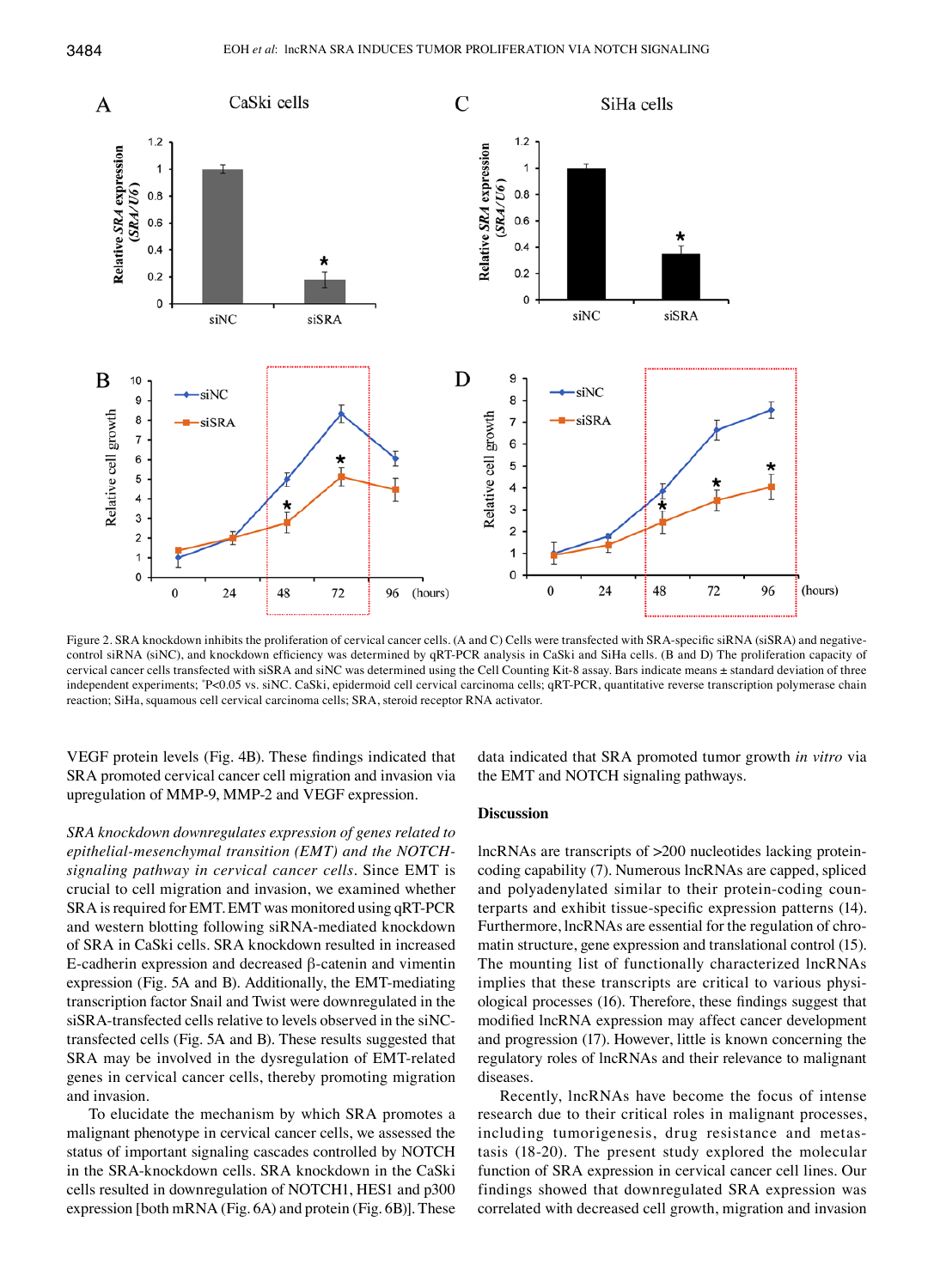Figure 2. SRA knockdown inhibits the proliferation of cervical cancer cells. (A and C) Cells were transfected with SRA-specific siRNA (siSRA) and negative-control siRNA (siNC), and knockdown efficiency was determined by qRT-PCR analysis in CaSki and SiHa cells. (B and D) The proliferation capacity of cervical cancer cells transfected with siSRA and siNC was determined using the Cell Counting Kit-8 assay. Bars indicate means ± standard deviation of three independent experiments; *P<0.05 vs. siNC. CaSki, epidermoid cell cervical carcinoma cells; qRT-PCR, quantitative reverse transcription polymerase chain reaction; SiHa, squamous cell cervical carcinoma cells; SRA, steroid receptor RNA activator.

VEGF protein levels (Fig. 4B). These findings indicated that SRA promoted cervical cancer cell migration and invasion via upregulation of MMP-9, MMP-22 and VEGF expression.

*SRA knockdown downregulates expression of genes related to epithelial-mesenchymal transition (EMT) and the NOTCH-signaling pathway in cervical cancer cells.* Since EMT is crucial to cell migration and invasion, we examined whether SRA is required for EMT. EMT was monitored using qRT-PCR and western blotting following siRNA-mediated knockdown of SRA in CaSki cells. SRA knockdown resulted in increased E-cadherin expression and decreased β-catenin and vimentin expression (Fig. 5A and B). Additionally, the EMT-mediating transcription factor Snail and Twist were downregulated in the siSRA-transfected cells relative to levels observed in the siNC-transfected cells (Fig. 5A and B). These results suggested that SRA may be involved in the dysregulation of EMT-related genes in cervical cancer cells, thereby promoting migration and invasion.

To elucidate the mechanism by which SRA promotes a malignant phenotype in cervical cancer cells, we assessed the status of important signaling cascades controlled by NOTCH in the SRA-knockdown cells. SRA knockdown in the CaSki cells resulted in downregulation of NOTCH1, HES1 and p300 expression [both mRNA (Fig. 6A) and protein (Fig. 6B)]. These data indicated that SRA promoted tumor growth *in vitro* via the EMT and NOTCH signaling pathways.

## Discussion

lncRNAs are transcripts of >200 nucleotides lacking protein-coding capability (7). Numerous lncRNAs are capped, spliced and polyadenylated similar to their protein-coding counterparts and exhibit tissue-specific expression patterns (14). Furthermore, lncRNAs are essential for the regulation of chromatin structure, gene expression and translational control (15). The mounting list of functionally characterized lncRNAs implies that these transcripts are critical to various physiological processes (16). Therefore, these findings suggest that modified lncRNA expression may affect cancer development and progression (17). However, little is known concerning the regulatory roles of lncRNAs and their relevance to malignant diseases.

Recently, lncRNAs have become the focus of intense research due to their critical roles in malignant processes, including tumorigenesis, drug resistance and metastasis (18-20). The present study explored the molecular function of SRA expression in cervical cancer cell lines. Our findings showed that downregulated SRA expression was correlated with decreased cell growth, migration and invasion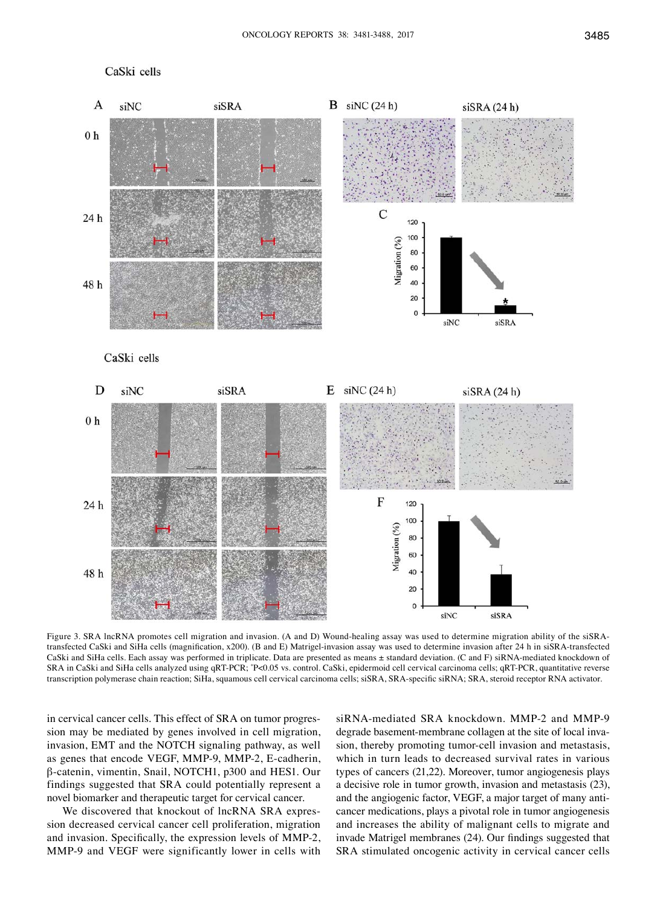Figure 3. SRA lncRNA promotes cell migration and invasion. (A and D) Wound-healing assay was used to determine migration ability of the siSRA-transfected CaSki and SiHa cells (magnification, x200). (B and E) Matrigel-invasion assay was used to determine invasion after 24 h in siSRA-transfected CaSki and SiHa cells. Each assay was performed in triplicate. Data are presented as means ± standard deviation. (C and F) siRNA-mediated knockdown of SRA in CaSki and SiHa cells analyzed using qRT-PCR; *P<0.05 vs. control. CaSki, epidermoid cell cervical carcinoma cells; qRT-PCR, quantitative reverse transcription polymerase chain reaction; SiHa, squamous cell cervical carcinoma cells; siSRA, SRA-specific siRNA; SRA, steroid receptor RNA activator.

in cervical cancer cells. This effect of SRA on tumor progression may be mediated by genes involved in cell migration, invasion, EMT and the NOTCH signaling pathway, as well as genes that encode VEGF, MMP-9, MMP-2, E-cadherin, β-catenin, vimentin, Snail, NOTCH1, p300 and HES1. Our findings suggested that SRA could potentially represent a novel biomarker and therapeutic target for cervical cancer.

We discovered that knockout of lncRNA SRA expression decreased cervical cancer cell proliferation, migration and invasion. Specifically, the expression levels of MMP-2, MMP-9 and VEGF were significantly lower in cells with siRNA-mediated SRA knockdown. MMP-2 and MMP-9 degrade basement-membrane collagen at the site of local invasion, thereby promoting tumor-cell invasion and metastasis, which in turn leads to decreased survival rates in various types of cancers (21,22). Moreover, tumor angiogenesis plays a decisive role in tumor growth, invasion and metastasis (23), and the angiogenic factor, VEGF, a major target of many anti-cancer medications, plays a pivotal role in tumor angiogenesis and increases the ability of malignant cells to migrate and invade Matrigel membranes (24). Our findings suggested that SRA stimulated oncogenic activity in cervical cancer cells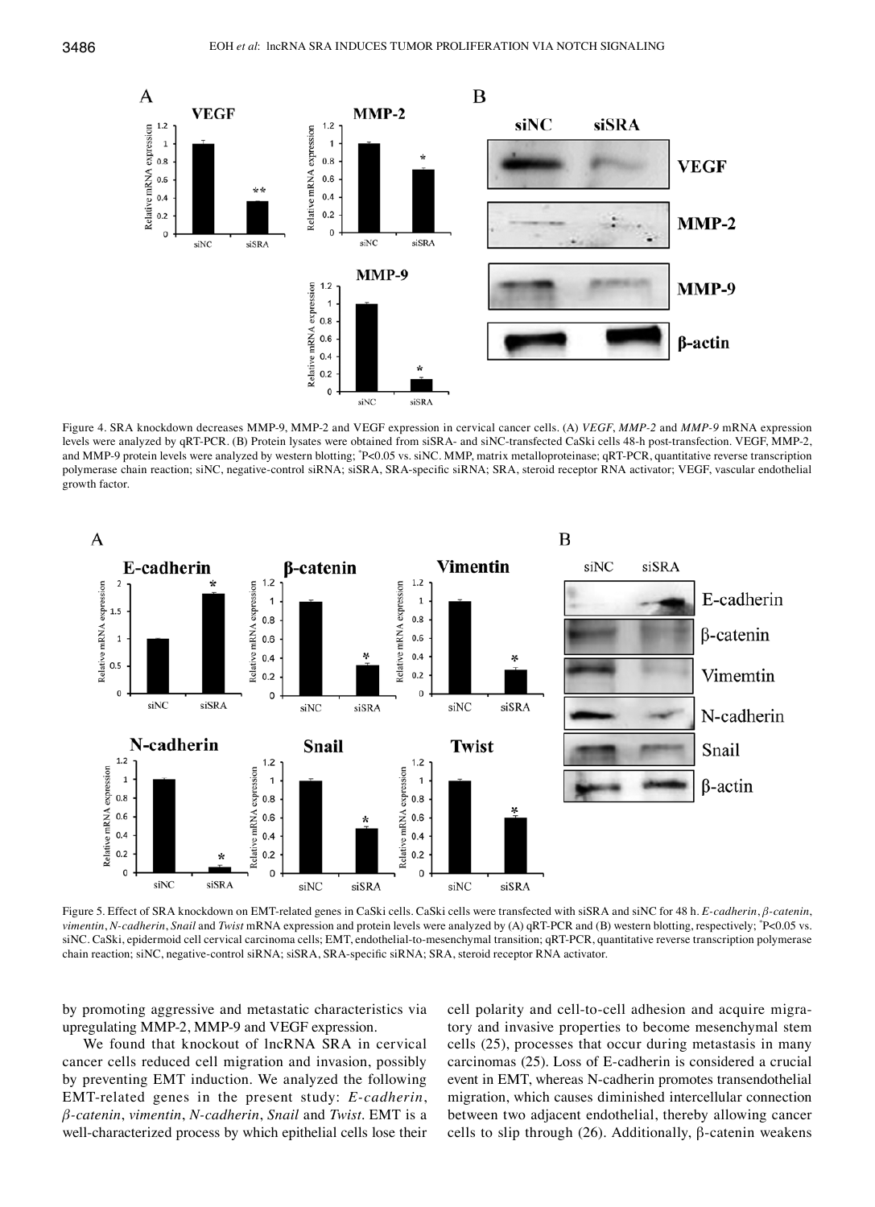Figure 4. SRA knockdown decreases MMP-9, MMP-2 and VEGF expression in cervical cancer cells. (A) *VEGF*, *MMP-2* and *MMP-9* mRNA expression levels were analyzed by qRT-PCR. (B) Protein lysates were obtained from siSRA- and siNC-transfected CaSki cells 48-h post-transfection. VEGF, MMP-2, and MMP-9 protein levels were analyzed by western blotting; *P<0.05 vs. siNC. MMP, matrix metalloproteinase; qRT-PCR, quantitative reverse transcription polymerase chain reaction; siNC, negative-control siRNA; siSRA, SRA-specific siRNA; SRA, steroid receptor RNA activator; VEGF, vascular endothelial growth factor.

Figure 5. Effect of SRA knockdown on EMT-related genes in CaSki cells. CaSki cells were transfected with siSRA and siNC for 48 h. *E-cadherin*, *β-catenin*, *vimentin*, *N-cadherin*, *Snail* and *Twist* mRNA expression and protein levels were analyzed by (A) qRT-PCR and (B) western blotting, respectively; *P<0.05 vs. siNC. CaSki, epidermoid cell cervical carcinoma cells; EMT, endothelial-to-mesenchymal transition; qRT-PCR, quantitative reverse transcription polymerase chain reaction; siNC, negative-control siRNA; siSRA, SRA-specific siRNA; SRA, steroid receptor RNA activator.

by promoting aggressive and metastatic characteristics via upregulating MMP-2, MMP-9 and VEGF expression.

We found that knockout of lncRNA SRA in cervical cancer cells reduced cell migration and invasion, possibly by preventing EMT induction. We analyzed the following EMT-related genes in the present study: *E-cadherin*, *β-catenin*, *vimentin*, *N-cadherin*, *Snail* and *Twist*. EMT is a well-characterized process by which epithelial cells lose their cell polarity and cell-to-cell adhesion and acquire migratory and invasive properties to become mesenchymal stem cells (25), processes that occur during metastasis in many carcinomas (25). Loss of E-cadherin is considered a crucial event in EMT, whereas N-cadherin promotes transendothelial migration, which causes diminished intercellular connection between two adjacent endothelial, thereby allowing cancer cells to slip through (26). Additionally, β-catenin weakens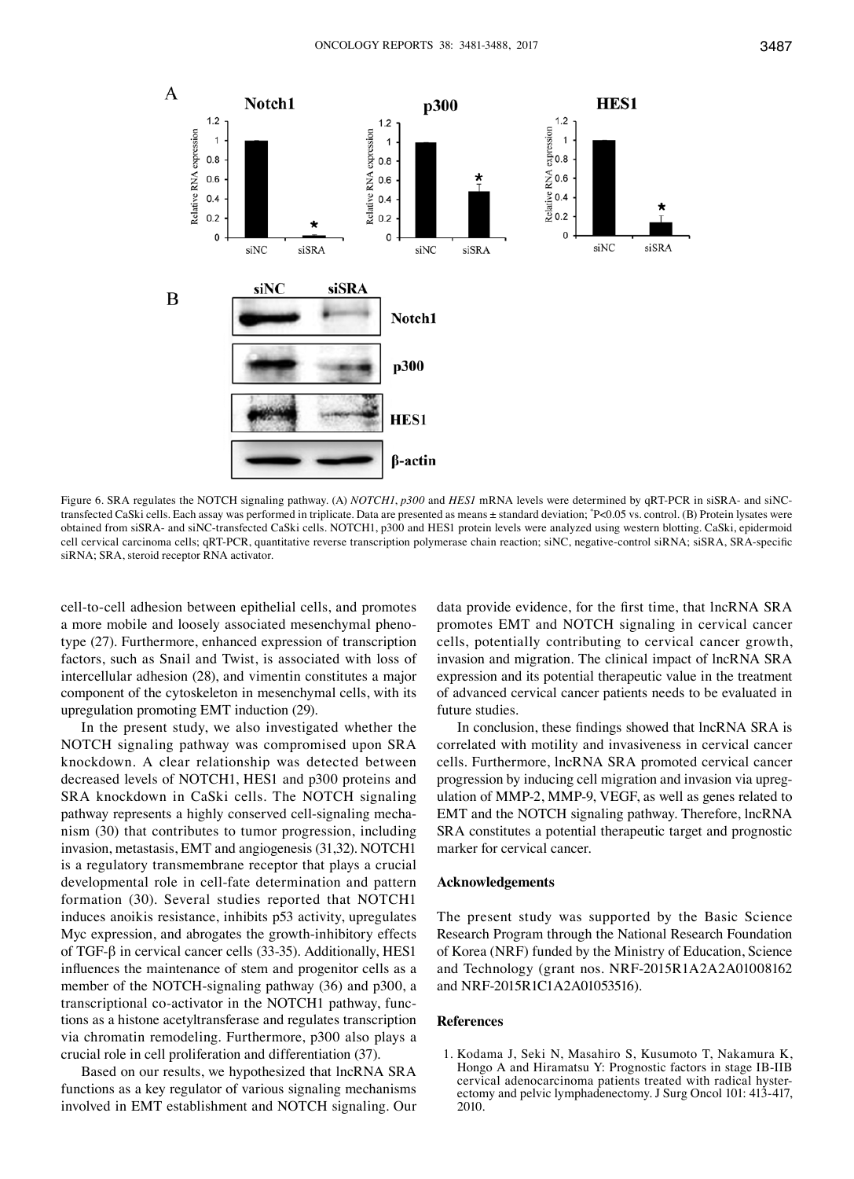Figure 6. SRA regulates the NOTCH signaling pathway. (A) *NOTCH1*, *p300* and *HES1* mRNA levels were determined by qRT-PCR in siSRA- and siNC-transfected CaSki cells. Each assay was performed in triplicate. Data are presented as means ± standard deviation; *P<0.05 vs. control. (B) Protein lysates were obtained from siSRA- and siNC-transfected CaSki cells. NOTCH1, p300 and HES1 protein levels were analyzed using western blotting. CaSki, epidermoid cell cervical carcinoma cells; qRT-PCR, quantitative reverse transcription polymerase chain reaction; siNC, negative-control siRNA; siSRA, SRA-specific siRNA; SRA, steroid receptor RNA activator.

cell-to-cell adhesion between epithelial cells, and promotes a more mobile and loosely associated mesenchymal phenotype (27). Furthermore, enhanced expression of transcription factors, such as Snail and Twist, is associated with loss of intercellular adhesion (28), and vimentin constitutes a major component of the cytoskeleton in mesenchymal cells, with its upregulation promoting EMT induction (29).

In the present study, we also investigated whether the NOTCH signaling pathway was compromised upon SRA knockdown. A clear relationship was detected between decreased levels of NOTCH1, HES1 and p300 proteins and SRA knockdown in CaSki cells. The NOTCH signaling pathway represents a highly conserved cell-signaling mechanism (30) that contributes to tumor progression, including invasion, metastasis, EMT and angiogenesis (31,32). NOTCH1 is a regulatory transmembrane receptor that plays a crucial developmental role in cell-fate determination and pattern formation (30). Several studies reported that NOTCH1 induces anoikis resistance, inhibits p53 activity, upregulates Myc expression, and abrogates the growth-inhibitory effects of TGF-β in cervical cancer cells (33-35). Additionally, HES1 influences the maintenance of stem and progenitor cells as a member of the NOTCH-signaling pathway (36) and p300, a transcriptional co-activator in the NOTCH1 pathway, functions as a histone acetyltransferase and regulates transcription via chromatin remodeling. Furthermore, p300 also plays a crucial role in cell proliferation and differentiation (37).

Based on our results, we hypothesized that lncRNA SRA functions as a key regulator of various signaling mechanisms involved in EMT establishment and NOTCH signaling. Our data provide evidence, for the first time, that lncRNA SRA promotes EMT and NOTCH signaling in cervical cancer cells, potentially contributing to cervical cancer growth, invasion and migration. The clinical impact of lncRNA SRA expression and its potential therapeutic value in the treatment of advanced cervical cancer patients needs to be evaluated in future studies.

In conclusion, these findings showed that lncRNA SRA is correlated with motility and invasiveness in cervical cancer cells. Furthermore, lncRNA SRA promoted cervical cancer progression by inducing cell migration and invasion via upregulation of MMP-2, MMP-9, VEGF, as well as genes related to EMT and the NOTCH signaling pathway. Therefore, lncRNA SRA constitutes a potential therapeutic target and prognostic marker for cervical cancer.

## Acknowledgements

The present study was supported by the Basic Science Research Program through the National Research Foundation of Korea (NRF) funded by the Ministry of Education, Science and Technology (grant nos. NRF-2015R1A2A2A01008162 and NRF-2015R1C1A2A01053516).

## References

1. Kodama J, Seki N, Masahiro S, Kusumoto T, Nakamura K, Hongo A and Hiramatsu Y: Prognostic factors in stage IB-IIB cervical adenocarcinoma patients treated with radical hysterectomy and pelvic lymphadenectomy. J Surg Oncol 101: 413-417, 2010.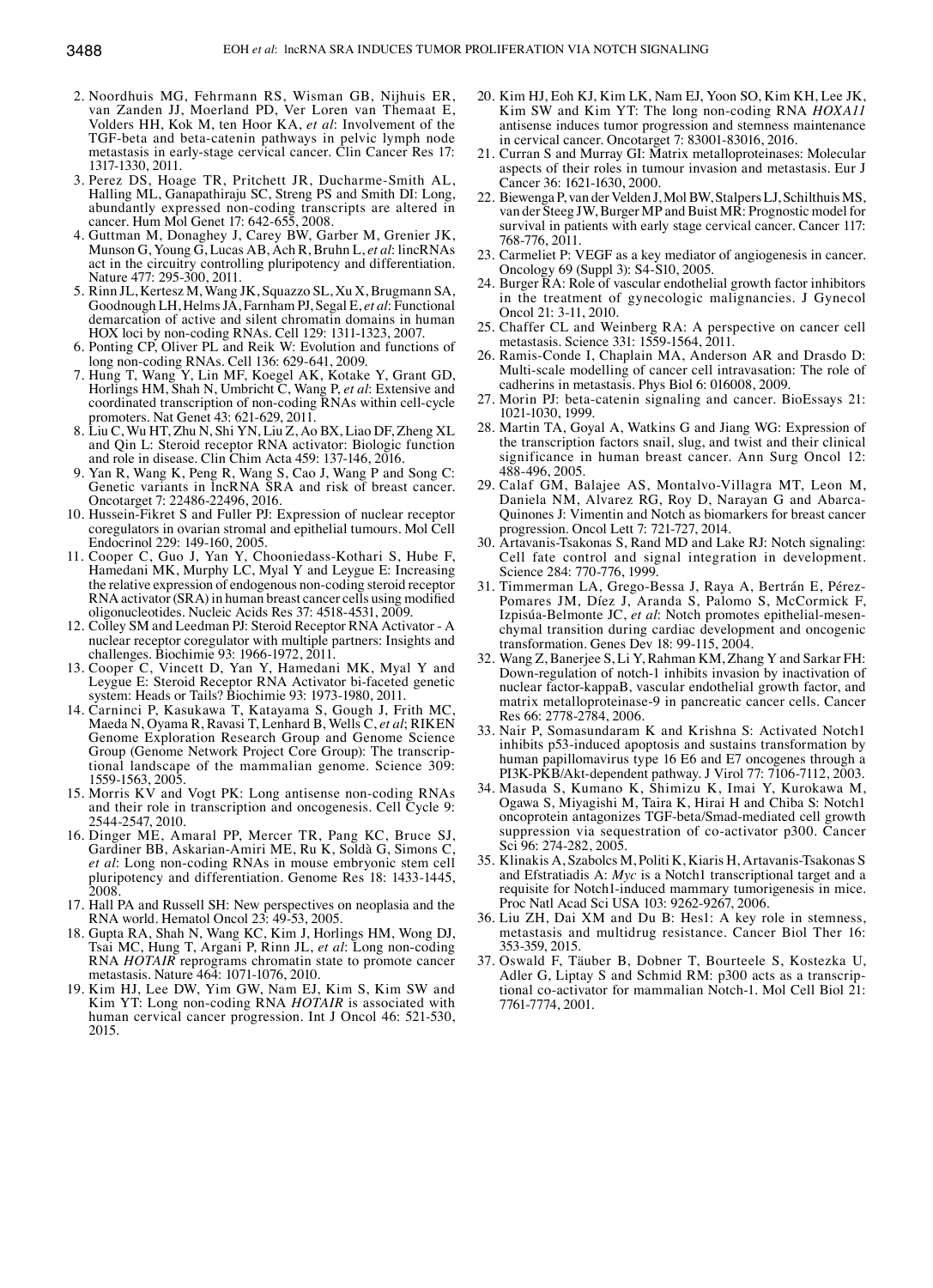2. Noordhuis MG, Fehrmann RS, Wisman GB, Nijhuis ER, van Zanden JJ, Moerland PD, Ver Loren van Themaat E, Volders HH, Kok M, ten Hoor KA, *et al*: Involvement of the TGF-beta and beta-catenin pathways in pelvic lymph node metastasis in early-stage cervical cancer. Clin Cancer Res 17: 1317-1330, 2011.
3. Perez DS, Hoage TR, Pritchett JR, Ducharme-Smith AL, Halling ML, Ganapathiraju SC, Streng PS and Smith DI: Long, abundantly expressed non-coding transcripts are altered in cancer. Hum Mol Genet 17: 642-655, 2008.
4. Guttman M, Donaghey J, Carey BW, Garber M, Grenier JK, Munson G, Young G, Lucas AB, Ach R, Bruhn L, *et al*: lincRNAs act in the circuitry controlling pluripotency and differentiation. Nature 477: 295-300, 2011.
5. Rinn JL, Kertesz M, Wang JK, Squazzo SL, Xu X, Brugmann SA, Goodnough LH, Helms JA, Farnham PJ, Segal E, *et al*: Functional demarcation of active and silent chromatin domains in human HOX loci by non-coding RNAs. Cell 129: 1311-1323, 2007.
6. Ponting CP, Oliver PL and Reik W: Evolution and functions of long non-coding RNAs. Cell 136: 629-641, 2009.
7. Hung T, Wang Y, Lin MF, Koegel AK, Kotake Y, Grant GD, Horlings HM, Shah N, Umbricht C, Wang P, *et al*: Extensive and coordinated transcription of non-coding RNAs within cell-cycle promoters. Nat Genet 43: 621-629, 2011.
8. Liu C, Wu HT, Zhu N, Shi YN, Liu Z, Ao BX, Liao DF, Zheng XL and Qin L: Steroid receptor RNA activator: Biologic function and role in disease. Clin Chim Acta 459: 137-146, 2016.
9. Yan R, Wang K, Peng R, Wang S, Cao J, Wang P and Song C: Genetic variants in lncRNA SRA and risk of breast cancer. Oncotarget 7: 22486-22496, 2016.
10. Hussein-Fikret S and Fuller PJ: Expression of nuclear receptor coregulators in ovarian stromal and epithelial tumours. Mol Cell Endocrinol 229: 149-160, 2005.
11. Cooper C, Guo J, Yan Y, Chooniedass-Kothari S, Hube F, Hamedani MK, Murphy LC, Myal Y and Leygue E: Increasing the relative expression of endogenous non-coding steroid receptor RNA activator (SRA) in human breast cancer cells using modified oligonucleotides. Nucleic Acids Res 37: 4518-4531, 2009.
12. Colley SM and Leedman PJ: Steroid Receptor RNA Activator - A nuclear receptor coregulator with multiple partners: Insights and challenges. Biochimie 93: 1966-1972, 2011.
13. Cooper C, Vincett D, Yan Y, Hamedani MK, Myal Y and Leygue E: Steroid Receptor RNA Activator bi-faceted genetic system: Heads or Tails? Biochimie 93: 1973-1980, 2011.
14. Carninci P, Kasukawa T, Katayama S, Gough J, Frith MC, Maeda N, Oyama R, Ravasi T, Lenhard B, Wells C, *et al*; RIKEN Genome Exploration Research Group and Genome Science Group (Genome Network Project Core Group): The transcriptional landscape of the mammalian genome. Science 309: 1559-1563, 2005.
15. Morris KV and Vogt PK: Long antisense non-coding RNAs and their role in transcription and oncogenesis. Cell Cycle 9: 2544-2547, 2010.
16. Dinger ME, Amaral PP, Mercer TR, Pang KC, Bruce SJ, Gardiner BB, Askarian-Amiri ME, Ru K, Soldà G, Simons C, *et al*: Long non-coding RNAs in mouse embryonic stem cell pluripotency and differentiation. Genome Res 18: 1433-1445, 2008.
17. Hall PA and Russell SH: New perspectives on neoplasia and the RNA world. Hematol Oncol 23: 49-53, 2005.
18. Gupta RA, Shah N, Wang KC, Kim J, Horlings HM, Wong DJ, Tsai MC, Hung T, Argani P, Rinn JL, *et al*: Long non-coding RNA *HOTAIR* reprograms chromatin state to promote cancer metastasis. Nature 464: 1071-1076, 2010.
19. Kim HJ, Lee DW, Yim GW, Nam EJ, Kim S, Kim SW and Kim YT: Long non-coding RNA *HOTAIR* is associated with human cervical cancer progression. Int J Oncol 46: 521-530, 2015.
20. Kim HJ, Eoh KJ, Kim LK, Nam EJ, Yoon SO, Kim KH, Lee JK, Kim SW and Kim YT: The long non-coding RNA *HOXA11* antisense induces tumor progression and stemness maintenance in cervical cancer. Oncotarget 7: 83001-83016, 2016.
21. Curran S and Murray GI: Matrix metalloproteinases: Molecular aspects of their roles in tumour invasion and metastasis. Eur J Cancer 36: 1621-1630, 2000.
22. Biewenga P, van der Velden J, Mol BW, Stalpers LJ, Schilthuis MS, van der Steeg JW, Burger MP and Buist MR: Prognostic model for survival in patients with early stage cervical cancer. Cancer 117: 768-776, 2011.
23. Carmeliet P: VEGF as a key mediator of angiogenesis in cancer. Oncology 69 (Suppl 3): S4-S10, 2005.
24. Burger RA: Role of vascular endothelial growth factor inhibitors in the treatment of gynecologic malignancies. J Gynecol Oncol 21: 3-11, 2010.
25. Chaffer CL and Weinberg RA: A perspective on cancer cell metastasis. Science 331: 1559-1564, 2011.
26. Ramis-Conde I, Chaplain MA, Anderson AR and Drasdo D: Multi-scale modelling of cancer cell intravasation: The role of cadherins in metastasis. Phys Biol 6: 016008, 2009.
27. Morin PJ: beta-catenin signaling and cancer. BioEssays 21: 1021-1030, 1999.
28. Martin TA, Goyal A, Watkins G and Jiang WG: Expression of the transcription factors snail, slug, and twist and their clinical significance in human breast cancer. Ann Surg Oncol 12: 488-496, 2005.
29. Calaf GM, Balajee AS, Montalvo-Villagra MT, Leon M, Daniela NM, Alvarez RG, Roy D, Narayan G and Abarca-Quinones J: Vimentin and Notch as biomarkers for breast cancer progression. Oncol Lett 7: 721-727, 2014.
30. Artavanis-Tsakonas S, Rand MD and Lake RJ: Notch signaling: Cell fate control and signal integration in development. Science 284: 770-776, 1999.
31. Timmerman LA, Grego-Bessa J, Raya A, Bertrán E, Pérez-Pomares JM, Díez J, Aranda S, Palomo S, McCormick F, Izpisúa-Belmonte JC, *et al*: Notch promotes epithelial-mesenchymal transition during cardiac development and oncogenic transformation. Genes Dev 18: 99-115, 2004.
32. Wang Z, Banerjee S, Li Y, Rahman KM, Zhang Y and Sarkar FH: Down-regulation of notch-1 inhibits invasion by inactivation of nuclear factor-kappaB, vascular endothelial growth factor, and matrix metalloproteinase-9 in pancreatic cancer cells. Cancer Res 66: 2778-2784, 2006.
33. Nair P, Somasundaram K and Krishna S: Activated Notch1 inhibits p53-induced apoptosis and sustains transformation by human papillomavirus type 16 E6 and E7 oncogenes through a PI3K-PKB/Akt-dependent pathway. J Virol 77: 7106-7112, 2003.
34. Masuda S, Kumano K, Shimizu K, Imai Y, Kurokawa M, Ogawa S, Miyagishi M, Taira K, Hirai H and Chiba S: Notch1 oncoprotein antagonizes TGF-beta/Smad-mediated cell growth suppression via sequestration of co-activator p300. Cancer Sci 96: 274-282, 2005.
35. Klinakis A, Szabolcs M, Politi K, Kiaris H, Artavanis-Tsakonas S and Efstratiadis A: *Myc* is a Notch1 transcriptional target and a requisite for Notch1-induced mammary tumorigenesis in mice. Proc Natl Acad Sci USA 103: 9262-9267, 2006.
36. Liu ZH, Dai XM and Du B: Hes1: A key role in stemness, metastasis and multidrug resistance. Cancer Biol Ther 16: 353-359, 2015.
37. Oswald F, Täuber B, Dobner T, Bourteele S, Kostezka U, Adler G, Liptay S and Schmid RM: p300 acts as a transcriptional co-activator for mammalian Notch-1. Mol Cell Biol 21: 7761-7774, 2001.